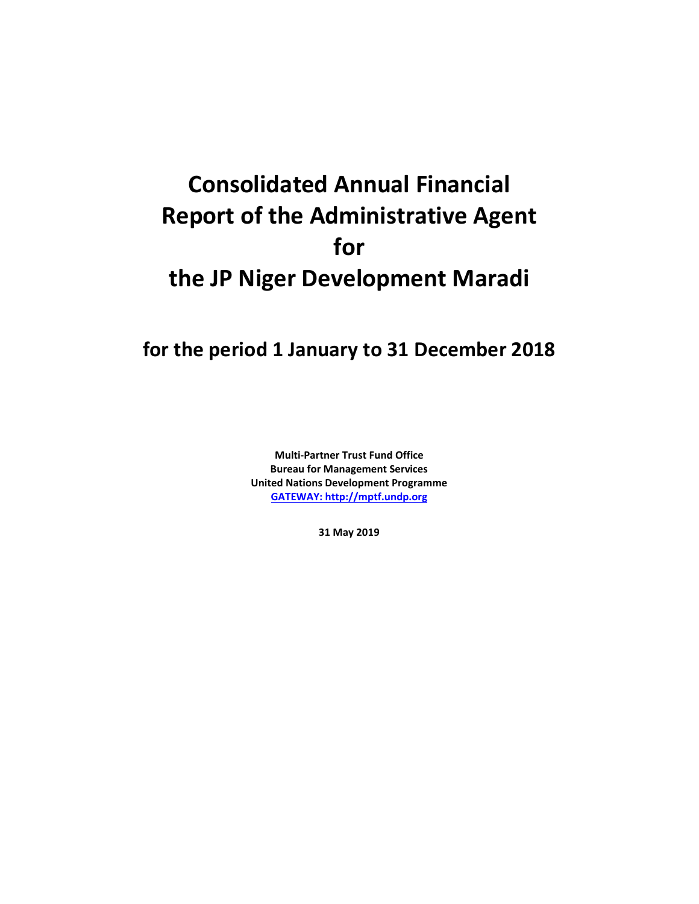# Consolidated Annual Financial Report of the Administrative Agent for the JP Niger Development Maradi

## for the period 1 January to 31 December 2018

**Multi-Partner Trust Fund Office**
**Bureau for Management Services**
**United Nations Development Programme**
**GATEWAY: http://mptf.undp.org**

**31 May 2019**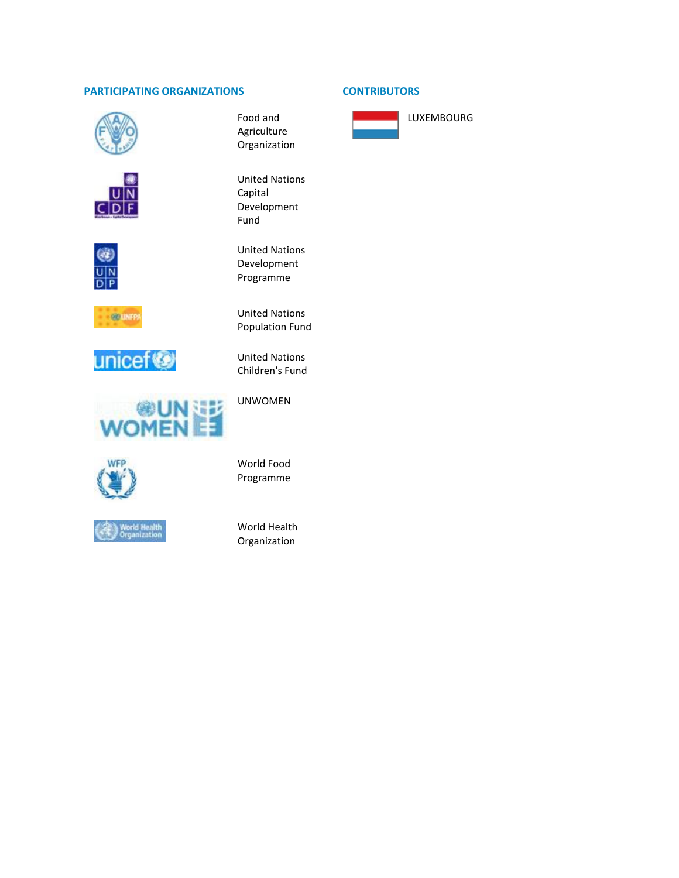## PARTICIPATING ORGANIZATIONS

- Food and Agriculture Organization
- United Nations Capital Development Fund
- United Nations Development Programme
- United Nations Population Fund
- United Nations Children's Fund
- UNWOMEN
- World Food Programme
- World Health Organization

## CONTRIBUTORS

- LUXEMBOURG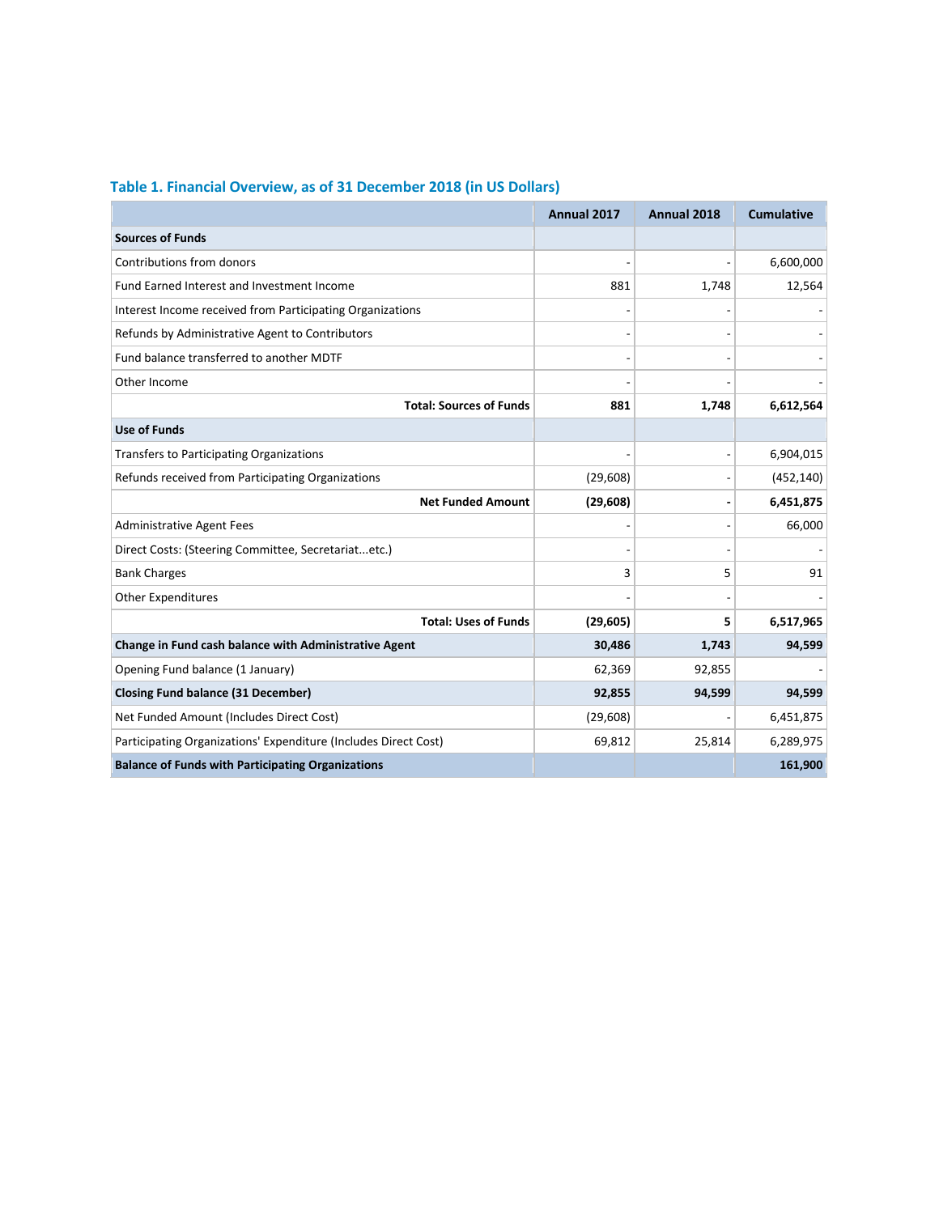### Table 1. Financial Overview, as of 31 December 2018 (in US Dollars)

| | Annual 2017 | Annual 2018 | Cumulative |
|---|---|---|---|
| **Sources of Funds** | | | |
| Contributions from donors | - | - | 6,600,000 |
| Fund Earned Interest and Investment Income | 881 | 1,748 | 12,564 |
| Interest Income received from Participating Organizations | - | - | - |
| Refunds by Administrative Agent to Contributors | - | - | - |
| Fund balance transferred to another MDTF | - | - | - |
| Other Income | - | - | - |
| **Total: Sources of Funds** | **881** | **1,748** | **6,612,564** |
| **Use of Funds** | | | |
| Transfers to Participating Organizations | - | - | 6,904,015 |
| Refunds received from Participating Organizations | (29,608) | - | (452,140) |
| **Net Funded Amount** | **(29,608)** | **-** | **6,451,875** |
| Administrative Agent Fees | - | - | 66,000 |
| Direct Costs: (Steering Committee, Secretariat...etc.) | - | - | - |
| Bank Charges | 3 | 5 | 91 |
| Other Expenditures | - | - | - |
| **Total: Uses of Funds** | **(29,605)** | **5** | **6,517,965** |
| **Change in Fund cash balance with Administrative Agent** | **30,486** | **1,743** | **94,599** |
| Opening Fund balance (1 January) | 62,369 | 92,855 | - |
| **Closing Fund balance (31 December)** | **92,855** | **94,599** | **94,599** |
| Net Funded Amount (Includes Direct Cost) | (29,608) | - | 6,451,875 |
| Participating Organizations' Expenditure (Includes Direct Cost) | 69,812 | 25,814 | 6,289,975 |
| **Balance of Funds with Participating Organizations** | | | **161,900** |